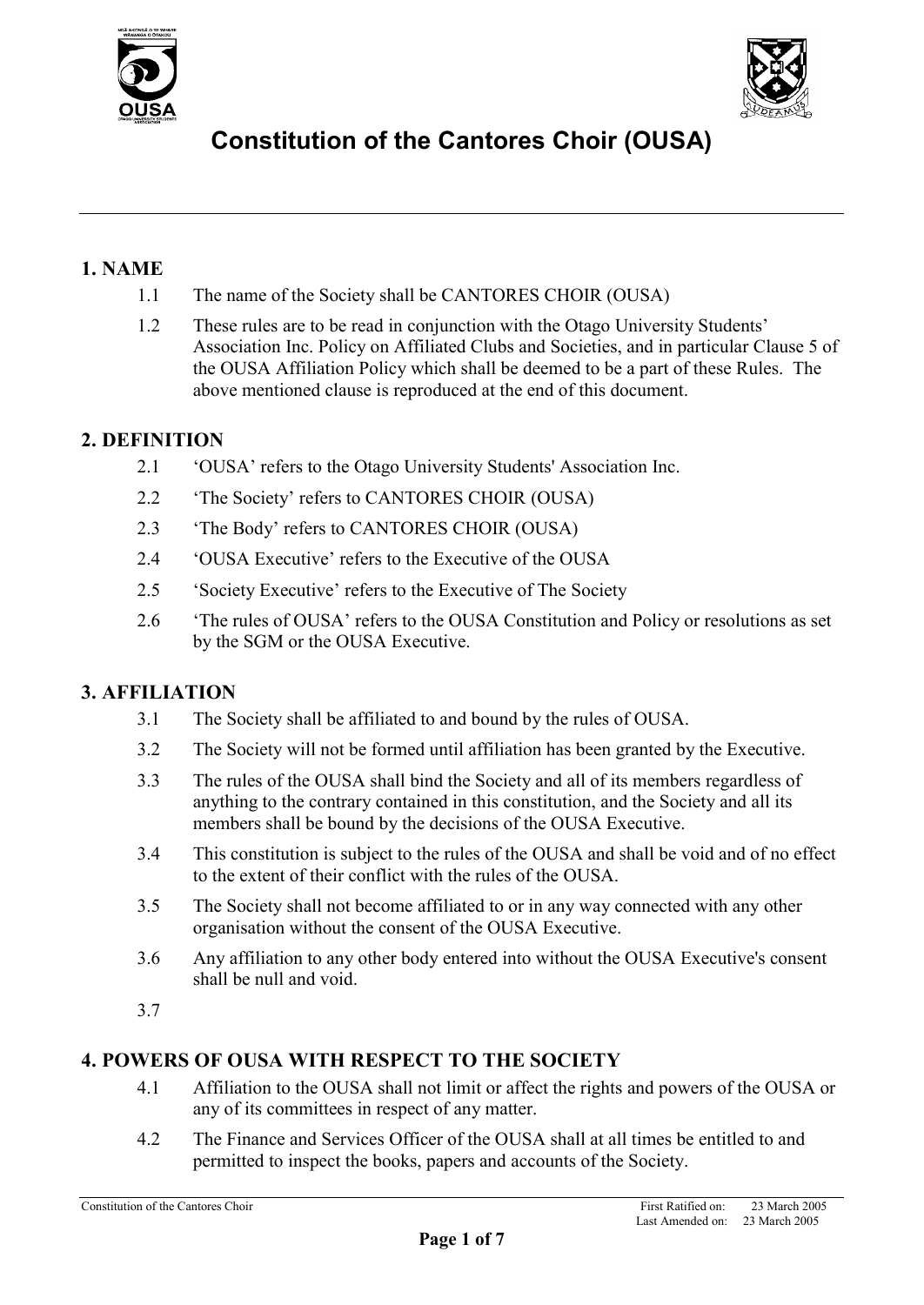# Constitution of the Cantores Choir (OUSA)

## 1. NAME

1.1 The name of the Society shall be CANTORES CHOIR (OUSA)

1.2 These rules are to be read in conjunction with the Otago University Students' Association Inc. Policy on Affiliated Clubs and Societies, and in particular Clause 5 of the OUSA Affiliation Policy which shall be deemed to be a part of these Rules. The above mentioned clause is reproduced at the end of this document.

## 2. DEFINITION

2.1 'OUSA' refers to the Otago University Students' Association Inc.

2.2 'The Society' refers to CANTORES CHOIR (OUSA)

2.3 'The Body' refers to CANTORES CHOIR (OUSA)

2.4 'OUSA Executive' refers to the Executive of the OUSA

2.5 'Society Executive' refers to the Executive of The Society

2.6 'The rules of OUSA' refers to the OUSA Constitution and Policy or resolutions as set by the SGM or the OUSA Executive.

## 3. AFFILIATION

3.1 The Society shall be affiliated to and bound by the rules of OUSA.

3.2 The Society will not be formed until affiliation has been granted by the Executive.

3.3 The rules of the OUSA shall bind the Society and all of its members regardless of anything to the contrary contained in this constitution, and the Society and all its members shall be bound by the decisions of the OUSA Executive.

3.4 This constitution is subject to the rules of the OUSA and shall be void and of no effect to the extent of their conflict with the rules of the OUSA.

3.5 The Society shall not become affiliated to or in any way connected with any other organisation without the consent of the OUSA Executive.

3.6 Any affiliation to any other body entered into without the OUSA Executive's consent shall be null and void.

3.7

## 4. POWERS OF OUSA WITH RESPECT TO THE SOCIETY

4.1 Affiliation to the OUSA shall not limit or affect the rights and powers of the OUSA or any of its committees in respect of any matter.

4.2 The Finance and Services Officer of the OUSA shall at all times be entitled to and permitted to inspect the books, papers and accounts of the Society.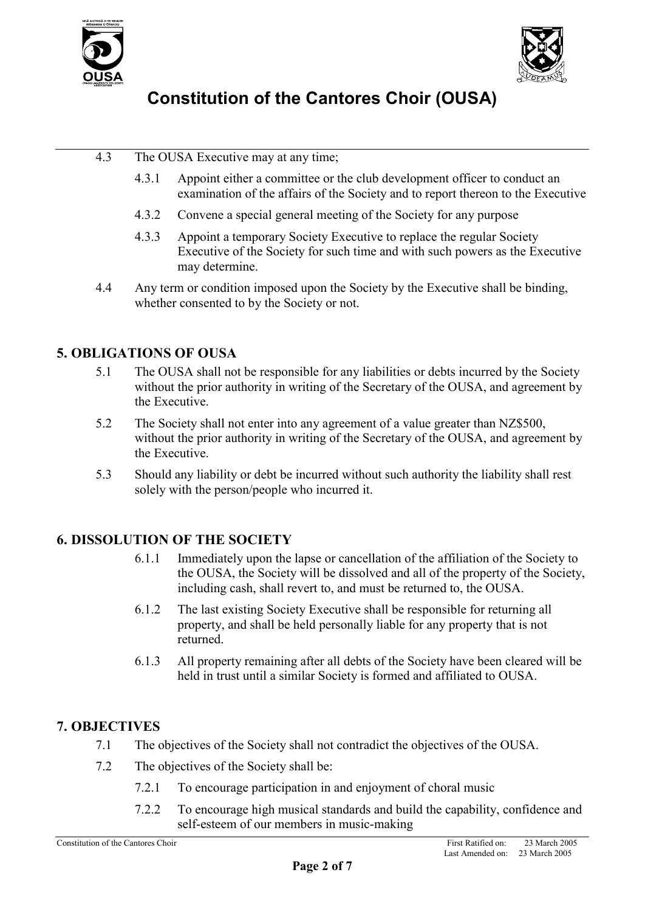4.3 The OUSA Executive may at any time;

4.3.1 Appoint either a committee or the club development officer to conduct an examination of the affairs of the Society and to report thereon to the Executive

4.3.2 Convene a special general meeting of the Society for any purpose

4.3.3 Appoint a temporary Society Executive to replace the regular Society Executive of the Society for such time and with such powers as the Executive may determine.

4.4 Any term or condition imposed upon the Society by the Executive shall be binding, whether consented to by the Society or not.

## 5. OBLIGATIONS OF OUSA

5.1 The OUSA shall not be responsible for any liabilities or debts incurred by the Society without the prior authority in writing of the Secretary of the OUSA, and agreement by the Executive.

5.2 The Society shall not enter into any agreement of a value greater than NZ$500, without the prior authority in writing of the Secretary of the OUSA, and agreement by the Executive.

5.3 Should any liability or debt be incurred without such authority the liability shall rest solely with the person/people who incurred it.

## 6. DISSOLUTION OF THE SOCIETY

6.1.1 Immediately upon the lapse or cancellation of the affiliation of the Society to the OUSA, the Society will be dissolved and all of the property of the Society, including cash, shall revert to, and must be returned to, the OUSA.

6.1.2 The last existing Society Executive shall be responsible for returning all property, and shall be held personally liable for any property that is not returned.

6.1.3 All property remaining after all debts of the Society have been cleared will be held in trust until a similar Society is formed and affiliated to OUSA.

## 7. OBJECTIVES

7.1 The objectives of the Society shall not contradict the objectives of the OUSA.

7.2 The objectives of the Society shall be:

7.2.1 To encourage participation in and enjoyment of choral music

7.2.2 To encourage high musical standards and build the capability, confidence and self-esteem of our members in music-making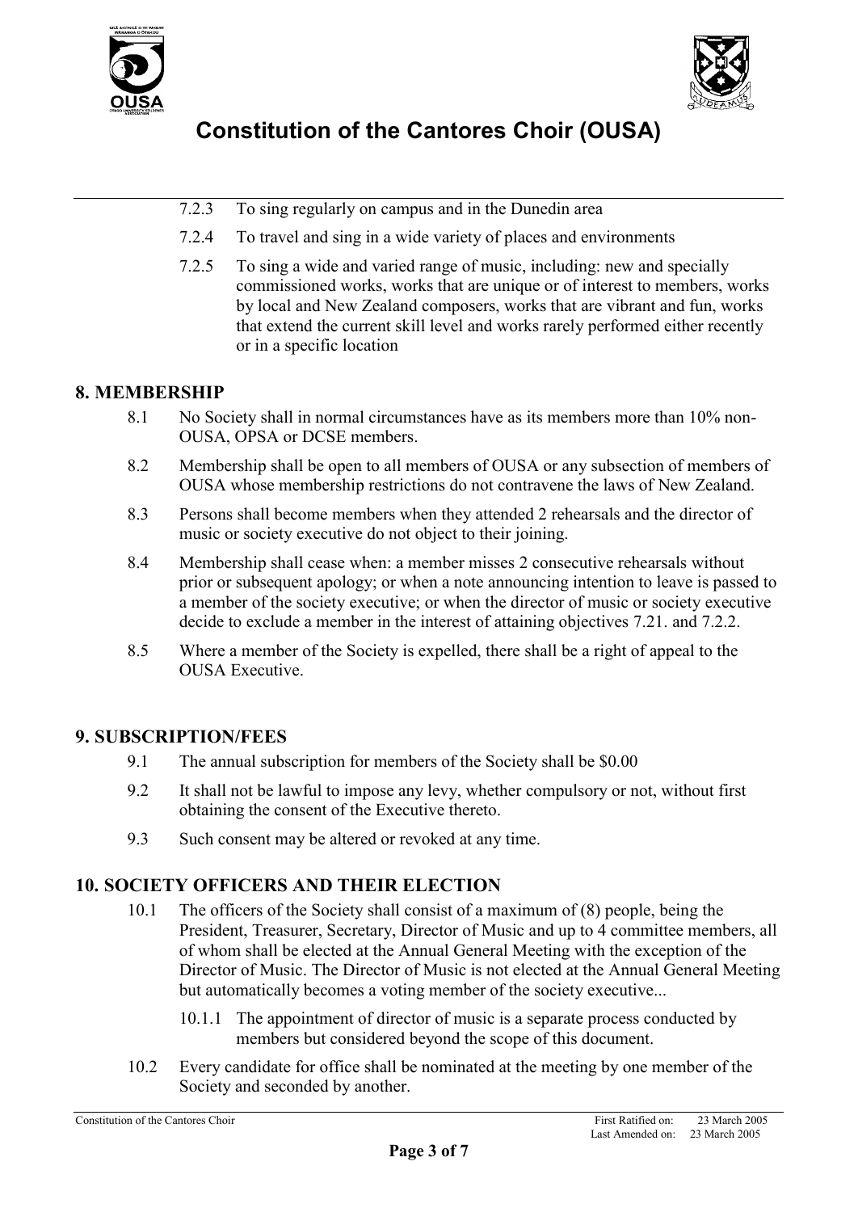7.2.3 To sing regularly on campus and in the Dunedin area

7.2.4 To travel and sing in a wide variety of places and environments

7.2.5 To sing a wide and varied range of music, including: new and specially commissioned works, works that are unique or of interest to members, works by local and New Zealand composers, works that are vibrant and fun, works that extend the current skill level and works rarely performed either recently or in a specific location

## 8. MEMBERSHIP

8.1 No Society shall in normal circumstances have as its members more than 10% non-OUSA, OPSA or DCSE members.

8.2 Membership shall be open to all members of OUSA or any subsection of members of OUSA whose membership restrictions do not contravene the laws of New Zealand.

8.3 Persons shall become members when they attended 2 rehearsals and the director of music or society executive do not object to their joining.

8.4 Membership shall cease when: a member misses 2 consecutive rehearsals without prior or subsequent apology; or when a note announcing intention to leave is passed to a member of the society executive; or when the director of music or society executive decide to exclude a member in the interest of attaining objectives 7.21. and 7.2.2.

8.5 Where a member of the Society is expelled, there shall be a right of appeal to the OUSA Executive.

## 9. SUBSCRIPTION/FEES

9.1 The annual subscription for members of the Society shall be $0.00

9.2 It shall not be lawful to impose any levy, whether compulsory or not, without first obtaining the consent of the Executive thereto.

9.3 Such consent may be altered or revoked at any time.

## 10. SOCIETY OFFICERS AND THEIR ELECTION

10.1 The officers of the Society shall consist of a maximum of (8) people, being the President, Treasurer, Secretary, Director of Music and up to 4 committee members, all of whom shall be elected at the Annual General Meeting with the exception of the Director of Music. The Director of Music is not elected at the Annual General Meeting but automatically becomes a voting member of the society executive...

10.1.1 The appointment of director of music is a separate process conducted by members but considered beyond the scope of this document.

10.2 Every candidate for office shall be nominated at the meeting by one member of the Society and seconded by another.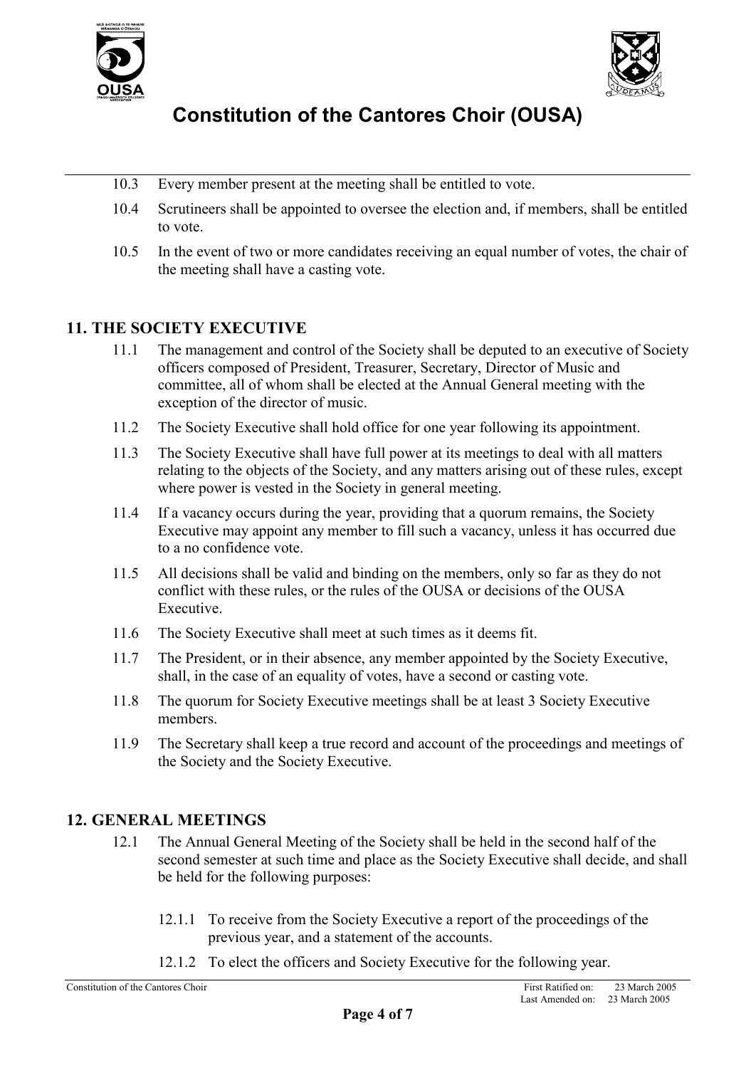10.3 Every member present at the meeting shall be entitled to vote.

10.4 Scrutineers shall be appointed to oversee the election and, if members, shall be entitled to vote.

10.5 In the event of two or more candidates receiving an equal number of votes, the chair of the meeting shall have a casting vote.

## 11. THE SOCIETY EXECUTIVE

11.1 The management and control of the Society shall be deputed to an executive of Society officers composed of President, Treasurer, Secretary, Director of Music and committee, all of whom shall be elected at the Annual General meeting with the exception of the director of music.

11.2 The Society Executive shall hold office for one year following its appointment.

11.3 The Society Executive shall have full power at its meetings to deal with all matters relating to the objects of the Society, and any matters arising out of these rules, except where power is vested in the Society in general meeting.

11.4 If a vacancy occurs during the year, providing that a quorum remains, the Society Executive may appoint any member to fill such a vacancy, unless it has occurred due to a no confidence vote.

11.5 All decisions shall be valid and binding on the members, only so far as they do not conflict with these rules, or the rules of the OUSA or decisions of the OUSA Executive.

11.6 The Society Executive shall meet at such times as it deems fit.

11.7 The President, or in their absence, any member appointed by the Society Executive, shall, in the case of an equality of votes, have a second or casting vote.

11.8 The quorum for Society Executive meetings shall be at least 3 Society Executive members.

11.9 The Secretary shall keep a true record and account of the proceedings and meetings of the Society and the Society Executive.

## 12. GENERAL MEETINGS

12.1 The Annual General Meeting of the Society shall be held in the second half of the second semester at such time and place as the Society Executive shall decide, and shall be held for the following purposes:

12.1.1 To receive from the Society Executive a report of the proceedings of the previous year, and a statement of the accounts.

12.1.2 To elect the officers and Society Executive for the following year.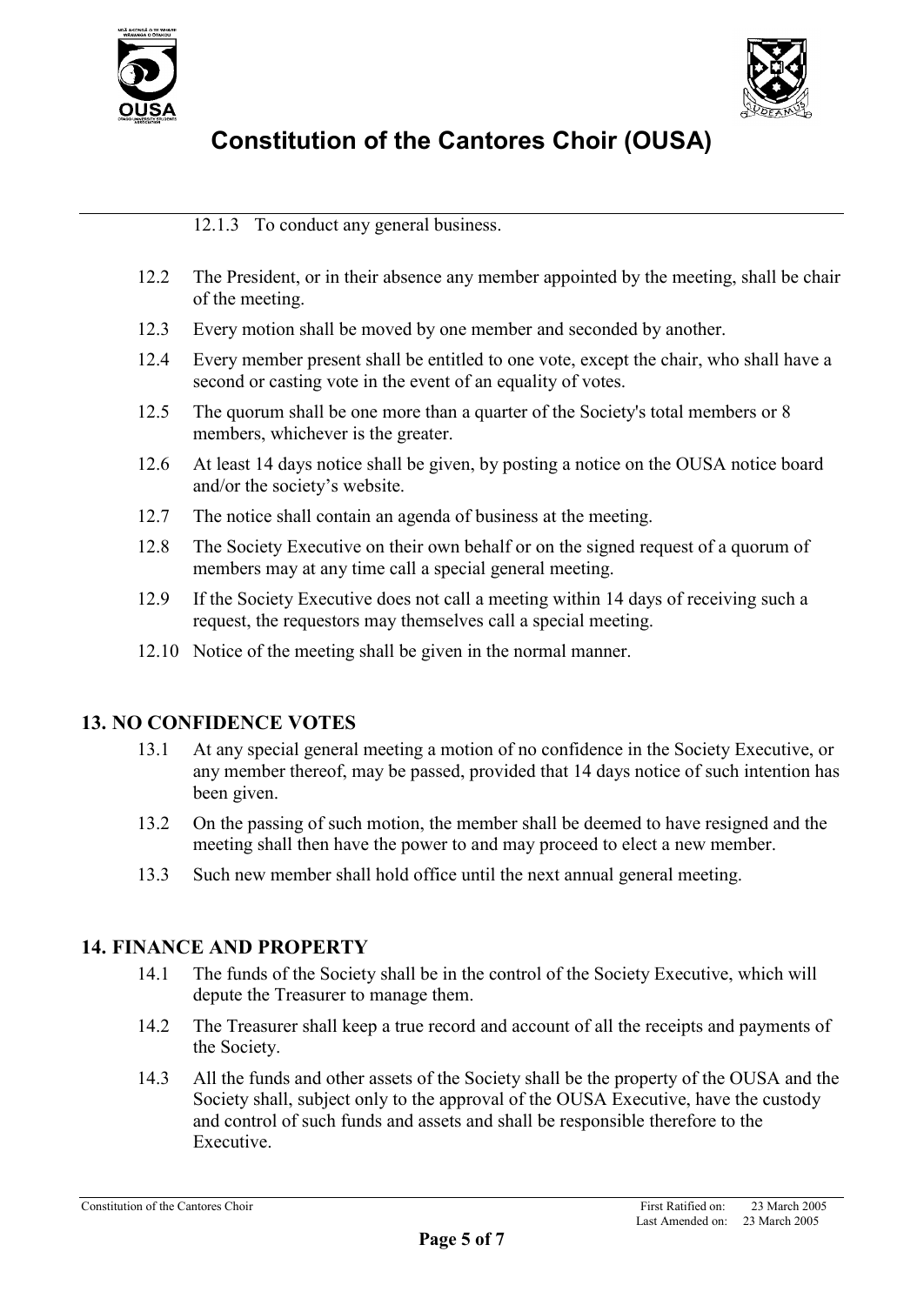12.1.3 To conduct any general business.

12.2 The President, or in their absence any member appointed by the meeting, shall be chair of the meeting.

12.3 Every motion shall be moved by one member and seconded by another.

12.4 Every member present shall be entitled to one vote, except the chair, who shall have a second or casting vote in the event of an equality of votes.

12.5 The quorum shall be one more than a quarter of the Society's total members or 8 members, whichever is the greater.

12.6 At least 14 days notice shall be given, by posting a notice on the OUSA notice board and/or the society's website.

12.7 The notice shall contain an agenda of business at the meeting.

12.8 The Society Executive on their own behalf or on the signed request of a quorum of members may at any time call a special general meeting.

12.9 If the Society Executive does not call a meeting within 14 days of receiving such a request, the requestors may themselves call a special meeting.

12.10 Notice of the meeting shall be given in the normal manner.

## 13. NO CONFIDENCE VOTES

13.1 At any special general meeting a motion of no confidence in the Society Executive, or any member thereof, may be passed, provided that 14 days notice of such intention has been given.

13.2 On the passing of such motion, the member shall be deemed to have resigned and the meeting shall then have the power to and may proceed to elect a new member.

13.3 Such new member shall hold office until the next annual general meeting.

## 14. FINANCE AND PROPERTY

14.1 The funds of the Society shall be in the control of the Society Executive, which will depute the Treasurer to manage them.

14.2 The Treasurer shall keep a true record and account of all the receipts and payments of the Society.

14.3 All the funds and other assets of the Society shall be the property of the OUSA and the Society shall, subject only to the approval of the OUSA Executive, have the custody and control of such funds and assets and shall be responsible therefore to the Executive.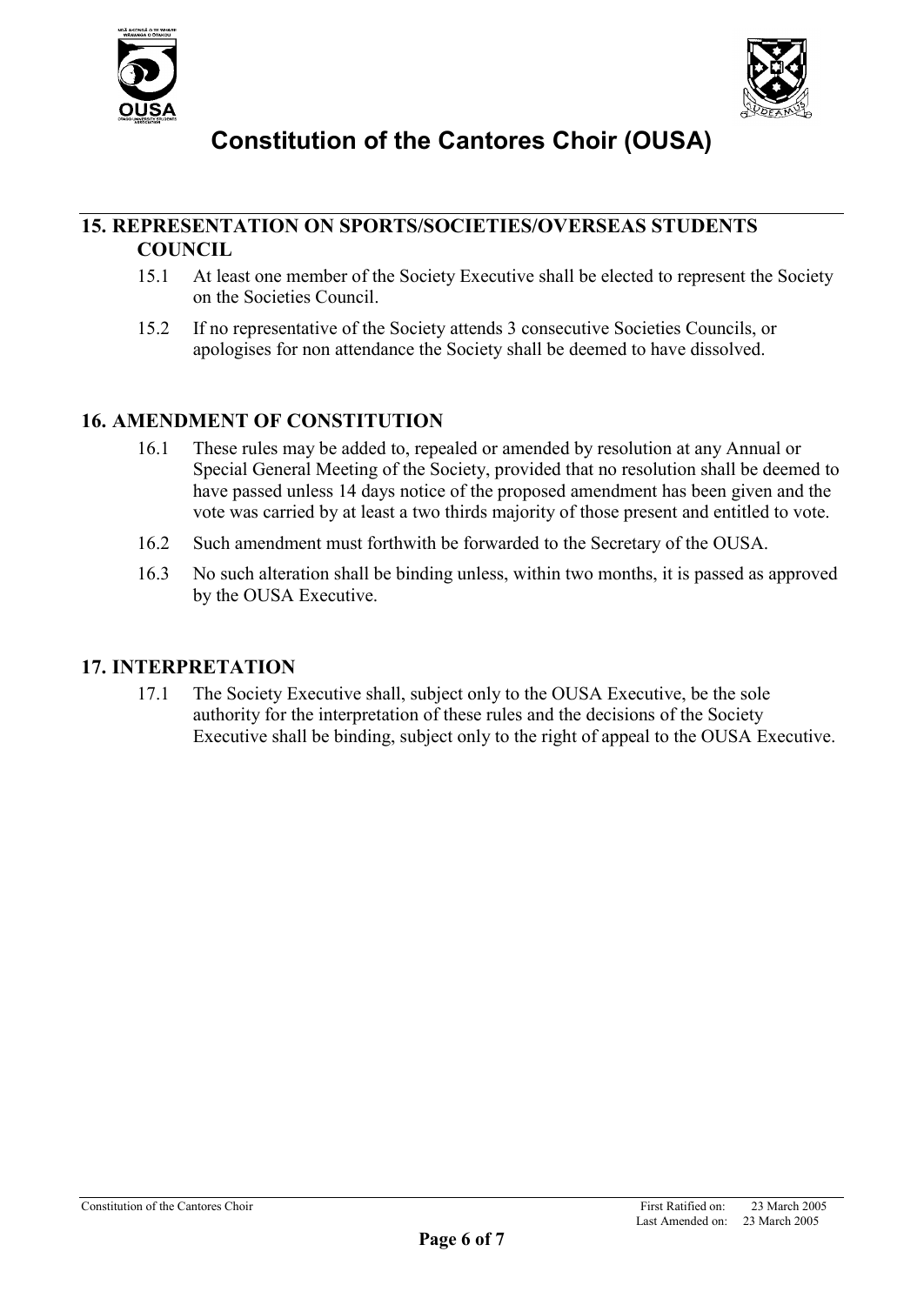## 15. REPRESENTATION ON SPORTS/SOCIETIES/OVERSEAS STUDENTS COUNCIL

15.1 At least one member of the Society Executive shall be elected to represent the Society on the Societies Council.

15.2 If no representative of the Society attends 3 consecutive Societies Councils, or apologises for non attendance the Society shall be deemed to have dissolved.

## 16. AMENDMENT OF CONSTITUTION

16.1 These rules may be added to, repealed or amended by resolution at any Annual or Special General Meeting of the Society, provided that no resolution shall be deemed to have passed unless 14 days notice of the proposed amendment has been given and the vote was carried by at least a two thirds majority of those present and entitled to vote.

16.2 Such amendment must forthwith be forwarded to the Secretary of the OUSA.

16.3 No such alteration shall be binding unless, within two months, it is passed as approved by the OUSA Executive.

## 17. INTERPRETATION

17.1 The Society Executive shall, subject only to the OUSA Executive, be the sole authority for the interpretation of these rules and the decisions of the Society Executive shall be binding, subject only to the right of appeal to the OUSA Executive.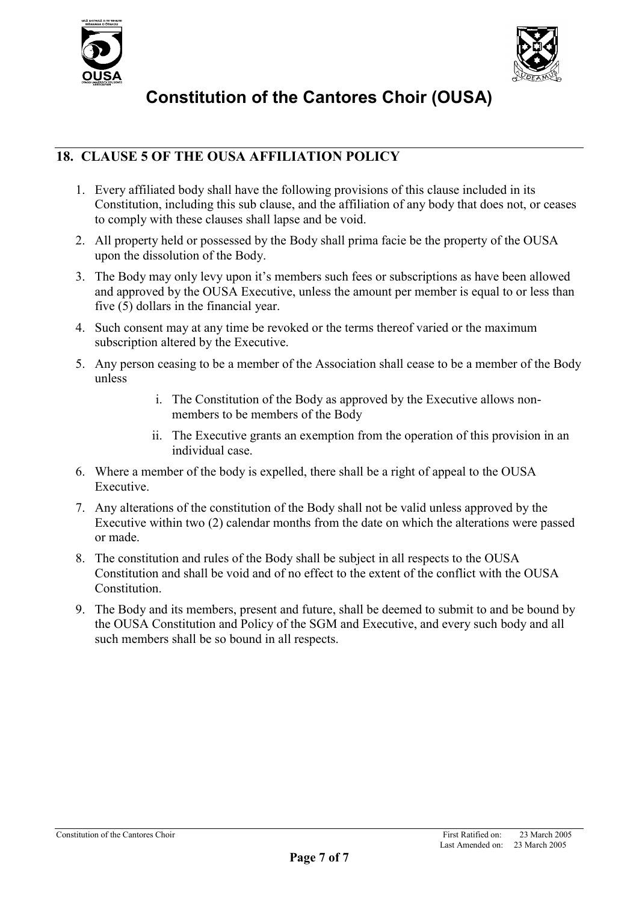## 18. CLAUSE 5 OF THE OUSA AFFILIATION POLICY

1. Every affiliated body shall have the following provisions of this clause included in its Constitution, including this sub clause, and the affiliation of any body that does not, or ceases to comply with these clauses shall lapse and be void.
2. All property held or possessed by the Body shall prima facie be the property of the OUSA upon the dissolution of the Body.
3. The Body may only levy upon it's members such fees or subscriptions as have been allowed and approved by the OUSA Executive, unless the amount per member is equal to or less than five (5) dollars in the financial year.
4. Such consent may at any time be revoked or the terms thereof varied or the maximum subscription altered by the Executive.
5. Any person ceasing to be a member of the Association shall cease to be a member of the Body unless
    i. The Constitution of the Body as approved by the Executive allows non-members to be members of the Body
    ii. The Executive grants an exemption from the operation of this provision in an individual case.
6. Where a member of the body is expelled, there shall be a right of appeal to the OUSA Executive.
7. Any alterations of the constitution of the Body shall not be valid unless approved by the Executive within two (2) calendar months from the date on which the alterations were passed or made.
8. The constitution and rules of the Body shall be subject in all respects to the OUSA Constitution and shall be void and of no effect to the extent of the conflict with the OUSA Constitution.
9. The Body and its members, present and future, shall be deemed to submit to and be bound by the OUSA Constitution and Policy of the SGM and Executive, and every such body and all such members shall be so bound in all respects.